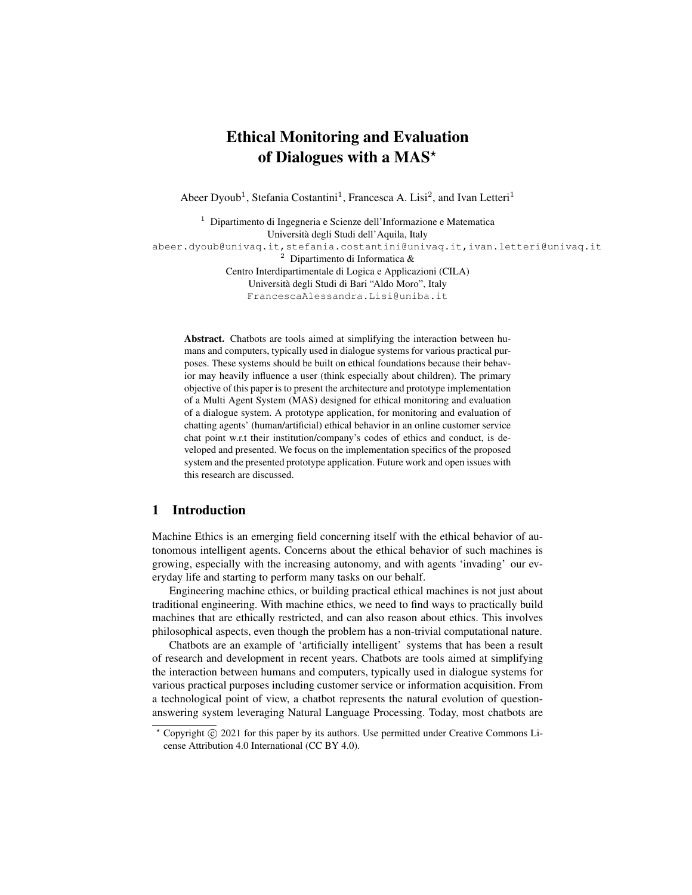# Ethical Monitoring and Evaluation of Dialogues with a MAS*

Abeer Dyoub[1], Stefania Costantini[1], Francesca A. Lisi[2], and Ivan Letteri[1]

[1] Dipartimento di Ingegneria e Scienze dell'Informazione e Matematica
Università degli Studi dell'Aquila, Italy
abeer.dyoub@univaq.it, stefania.costantini@univaq.it, ivan.letteri@univaq.it

[2] Dipartimento di Informatica &
Centro Interdipartimentale di Logica e Applicazioni (CILA)
Università degli Studi di Bari "Aldo Moro", Italy
FrancescaAlessandra.Lisi@uniba.it

**Abstract.** Chatbots are tools aimed at simplifying the interaction between humans and computers, typically used in dialogue systems for various practical purposes. These systems should be built on ethical foundations because their behavior may heavily influence a user (think especially about children). The primary objective of this paper is to present the architecture and prototype implementation of a Multi Agent System (MAS) designed for ethical monitoring and evaluation of a dialogue system. A prototype application, for monitoring and evaluation of chatting agents' (human/artificial) ethical behavior in an online customer service chat point w.r.t their institution/company's codes of ethics and conduct, is developed and presented. We focus on the implementation specifics of the proposed system and the presented prototype application. Future work and open issues with this research are discussed.

## 1 Introduction

Machine Ethics is an emerging field concerning itself with the ethical behavior of autonomous intelligent agents. Concerns about the ethical behavior of such machines is growing, especially with the increasing autonomy, and with agents 'invading' our everyday life and starting to perform many tasks on our behalf.

Engineering machine ethics, or building practical ethical machines is not just about traditional engineering. With machine ethics, we need to find ways to practically build machines that are ethically restricted, and can also reason about ethics. This involves philosophical aspects, even though the problem has a non-trivial computational nature.

Chatbots are an example of 'artificially intelligent' systems that has been a result of research and development in recent years. Chatbots are tools aimed at simplifying the interaction between humans and computers, typically used in dialogue systems for various practical purposes including customer service or information acquisition. From a technological point of view, a chatbot represents the natural evolution of question-answering system leveraging Natural Language Processing. Today, most chatbots are

* Copyright © 2021 for this paper by its authors. Use permitted under Creative Commons License Attribution 4.0 International (CC BY 4.0).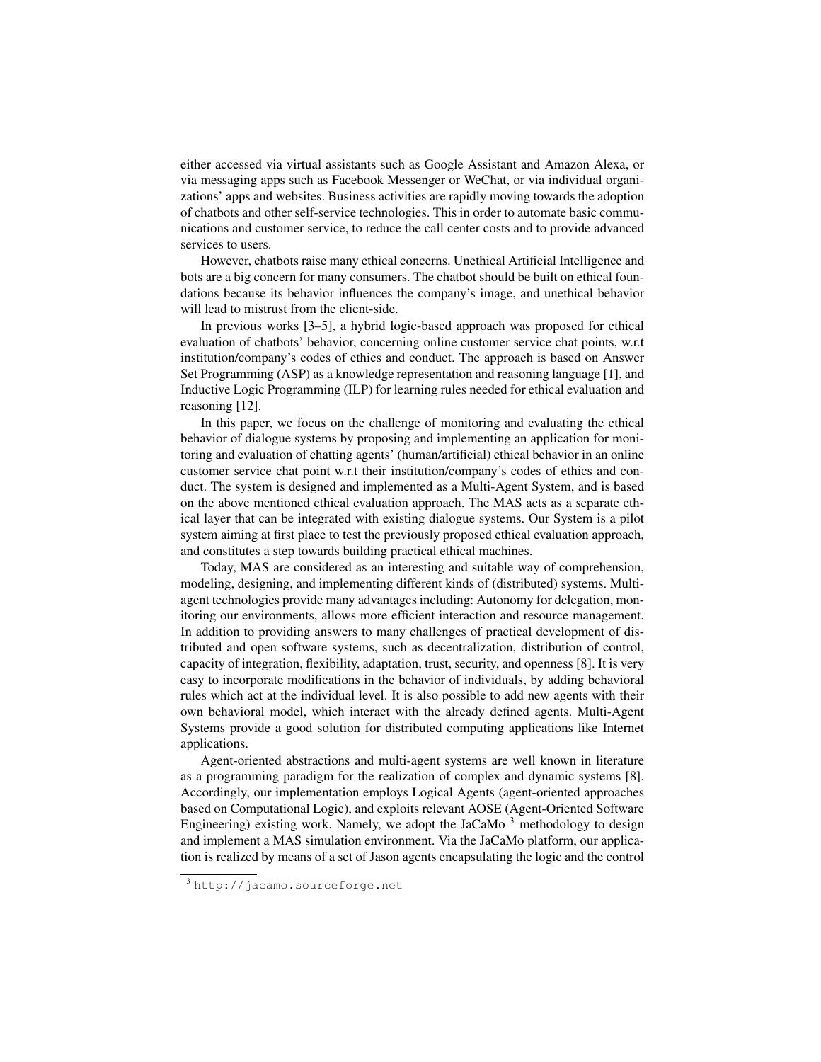either accessed via virtual assistants such as Google Assistant and Amazon Alexa, or via messaging apps such as Facebook Messenger or WeChat, or via individual organizations' apps and websites. Business activities are rapidly moving towards the adoption of chatbots and other self-service technologies. This in order to automate basic communications and customer service, to reduce the call center costs and to provide advanced services to users.

However, chatbots raise many ethical concerns. Unethical Artificial Intelligence and bots are a big concern for many consumers. The chatbot should be built on ethical foundations because its behavior influences the company's image, and unethical behavior will lead to mistrust from the client-side.

In previous works [3–5], a hybrid logic-based approach was proposed for ethical evaluation of chatbots' behavior, concerning online customer service chat points, w.r.t institution/company's codes of ethics and conduct. The approach is based on Answer Set Programming (ASP) as a knowledge representation and reasoning language [1], and Inductive Logic Programming (ILP) for learning rules needed for ethical evaluation and reasoning [12].

In this paper, we focus on the challenge of monitoring and evaluating the ethical behavior of dialogue systems by proposing and implementing an application for monitoring and evaluation of chatting agents' (human/artificial) ethical behavior in an online customer service chat point w.r.t their institution/company's codes of ethics and conduct. The system is designed and implemented as a Multi-Agent System, and is based on the above mentioned ethical evaluation approach. The MAS acts as a separate ethical layer that can be integrated with existing dialogue systems. Our System is a pilot system aiming at first place to test the previously proposed ethical evaluation approach, and constitutes a step towards building practical ethical machines.

Today, MAS are considered as an interesting and suitable way of comprehension, modeling, designing, and implementing different kinds of (distributed) systems. Multi-agent technologies provide many advantages including: Autonomy for delegation, monitoring our environments, allows more efficient interaction and resource management. In addition to providing answers to many challenges of practical development of distributed and open software systems, such as decentralization, distribution of control, capacity of integration, flexibility, adaptation, trust, security, and openness [8]. It is very easy to incorporate modifications in the behavior of individuals, by adding behavioral rules which act at the individual level. It is also possible to add new agents with their own behavioral model, which interact with the already defined agents. Multi-Agent Systems provide a good solution for distributed computing applications like Internet applications.

Agent-oriented abstractions and multi-agent systems are well known in literature as a programming paradigm for the realization of complex and dynamic systems [8]. Accordingly, our implementation employs Logical Agents (agent-oriented approaches based on Computational Logic), and exploits relevant AOSE (Agent-Oriented Software Engineering) existing work. Namely, we adopt the JaCaMo [3] methodology to design and implement a MAS simulation environment. Via the JaCaMo platform, our application is realized by means of a set of Jason agents encapsulating the logic and the control

[3] http://jacamo.sourceforge.net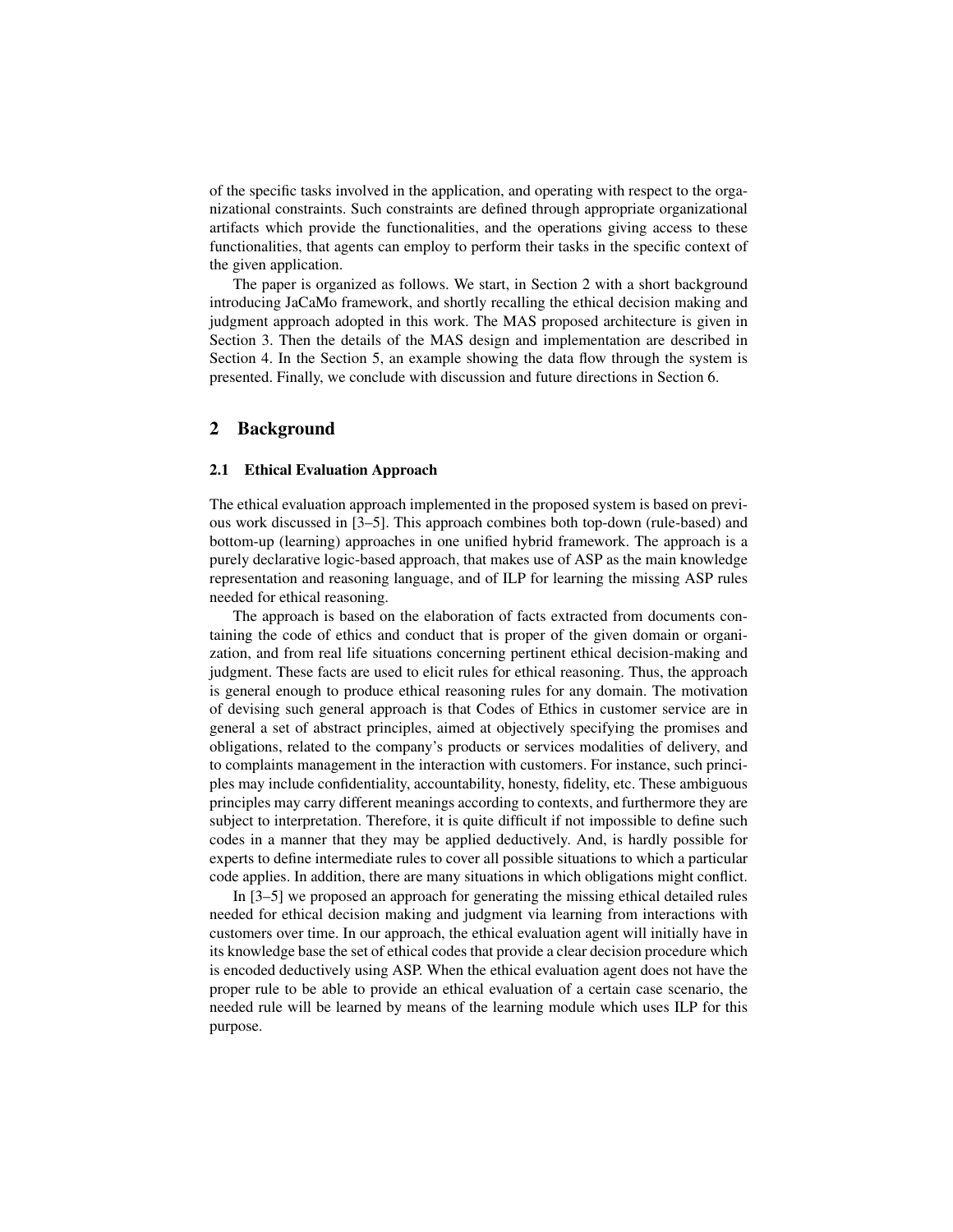of the specific tasks involved in the application, and operating with respect to the organizational constraints. Such constraints are defined through appropriate organizational artifacts which provide the functionalities, and the operations giving access to these functionalities, that agents can employ to perform their tasks in the specific context of the given application.

The paper is organized as follows. We start, in Section 2 with a short background introducing JaCaMo framework, and shortly recalling the ethical decision making and judgment approach adopted in this work. The MAS proposed architecture is given in Section 3. Then the details of the MAS design and implementation are described in Section 4. In the Section 5, an example showing the data flow through the system is presented. Finally, we conclude with discussion and future directions in Section 6.

## 2 Background

### 2.1 Ethical Evaluation Approach

The ethical evaluation approach implemented in the proposed system is based on previous work discussed in [3–5]. This approach combines both top-down (rule-based) and bottom-up (learning) approaches in one unified hybrid framework. The approach is a purely declarative logic-based approach, that makes use of ASP as the main knowledge representation and reasoning language, and of ILP for learning the missing ASP rules needed for ethical reasoning.

The approach is based on the elaboration of facts extracted from documents containing the code of ethics and conduct that is proper of the given domain or organization, and from real life situations concerning pertinent ethical decision-making and judgment. These facts are used to elicit rules for ethical reasoning. Thus, the approach is general enough to produce ethical reasoning rules for any domain. The motivation of devising such general approach is that Codes of Ethics in customer service are in general a set of abstract principles, aimed at objectively specifying the promises and obligations, related to the company's products or services modalities of delivery, and to complaints management in the interaction with customers. For instance, such principles may include confidentiality, accountability, honesty, fidelity, etc. These ambiguous principles may carry different meanings according to contexts, and furthermore they are subject to interpretation. Therefore, it is quite difficult if not impossible to define such codes in a manner that they may be applied deductively. And, is hardly possible for experts to define intermediate rules to cover all possible situations to which a particular code applies. In addition, there are many situations in which obligations might conflict.

In [3–5] we proposed an approach for generating the missing ethical detailed rules needed for ethical decision making and judgment via learning from interactions with customers over time. In our approach, the ethical evaluation agent will initially have in its knowledge base the set of ethical codes that provide a clear decision procedure which is encoded deductively using ASP. When the ethical evaluation agent does not have the proper rule to be able to provide an ethical evaluation of a certain case scenario, the needed rule will be learned by means of the learning module which uses ILP for this purpose.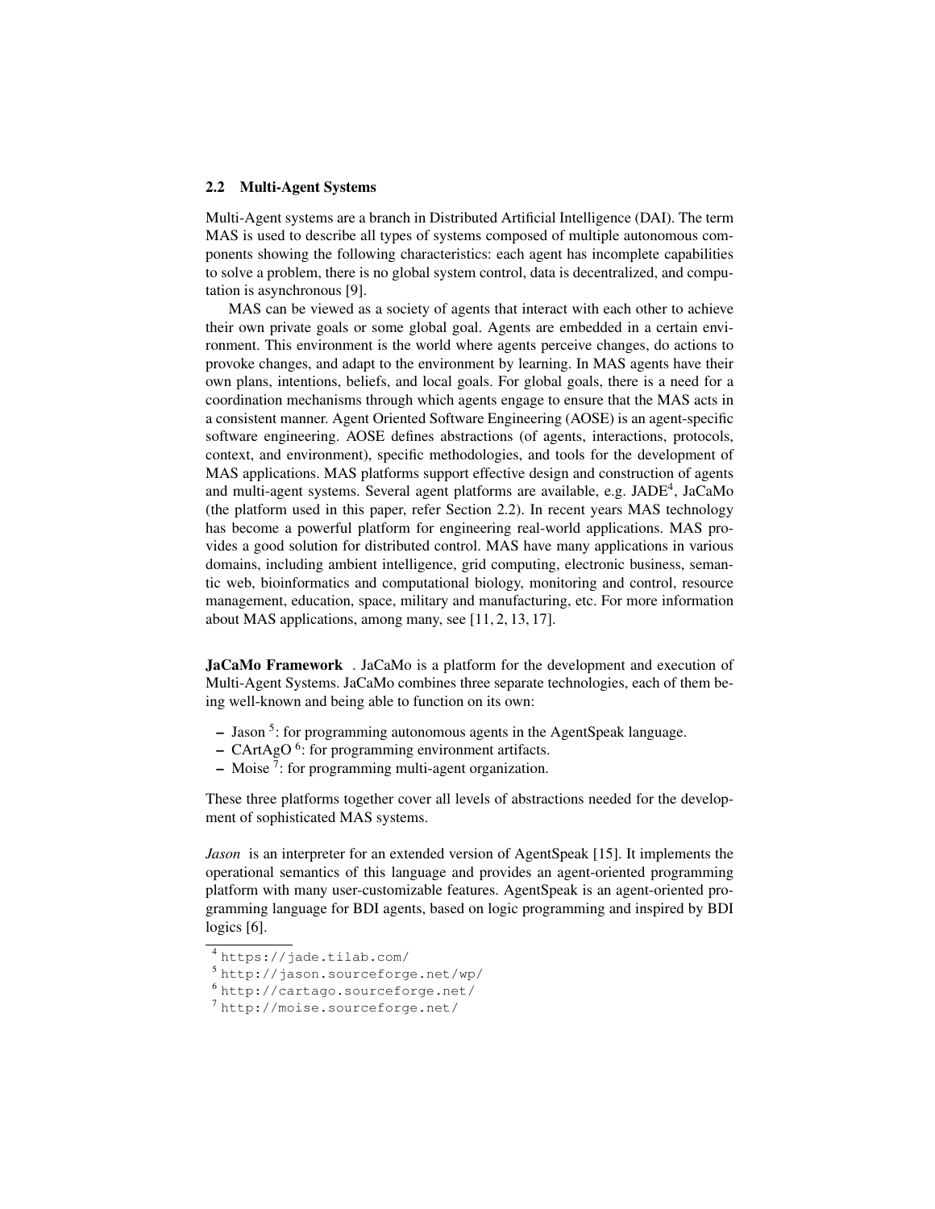## 2.2 Multi-Agent Systems

Multi-Agent systems are a branch in Distributed Artificial Intelligence (DAI). The term MAS is used to describe all types of systems composed of multiple autonomous components showing the following characteristics: each agent has incomplete capabilities to solve a problem, there is no global system control, data is decentralized, and computation is asynchronous [9].

MAS can be viewed as a society of agents that interact with each other to achieve their own private goals or some global goal. Agents are embedded in a certain environment. This environment is the world where agents perceive changes, do actions to provoke changes, and adapt to the environment by learning. In MAS agents have their own plans, intentions, beliefs, and local goals. For global goals, there is a need for a coordination mechanisms through which agents engage to ensure that the MAS acts in a consistent manner. Agent Oriented Software Engineering (AOSE) is an agent-specific software engineering. AOSE defines abstractions (of agents, interactions, protocols, context, and environment), specific methodologies, and tools for the development of MAS applications. MAS platforms support effective design and construction of agents and multi-agent systems. Several agent platforms are available, e.g. JADE[4], JaCaMo (the platform used in this paper, refer Section 2.2). In recent years MAS technology has become a powerful platform for engineering real-world applications. MAS provides a good solution for distributed control. MAS have many applications in various domains, including ambient intelligence, grid computing, electronic business, semantic web, bioinformatics and computational biology, monitoring and control, resource management, education, space, military and manufacturing, etc. For more information about MAS applications, among many, see [11, 2, 13, 17].

**JaCaMo Framework** . JaCaMo is a platform for the development and execution of Multi-Agent Systems. JaCaMo combines three separate technologies, each of them being well-known and being able to function on its own:

- Jason [5]: for programming autonomous agents in the AgentSpeak language.
- CArtAgO [6]: for programming environment artifacts.
- Moise [7]: for programming multi-agent organization.

These three platforms together cover all levels of abstractions needed for the development of sophisticated MAS systems.

*Jason* is an interpreter for an extended version of AgentSpeak [15]. It implements the operational semantics of this language and provides an agent-oriented programming platform with many user-customizable features. AgentSpeak is an agent-oriented programming language for BDI agents, based on logic programming and inspired by BDI logics [6].

[4] https://jade.tilab.com/

[5] http://jason.sourceforge.net/wp/

[6] http://cartago.sourceforge.net/

[7] http://moise.sourceforge.net/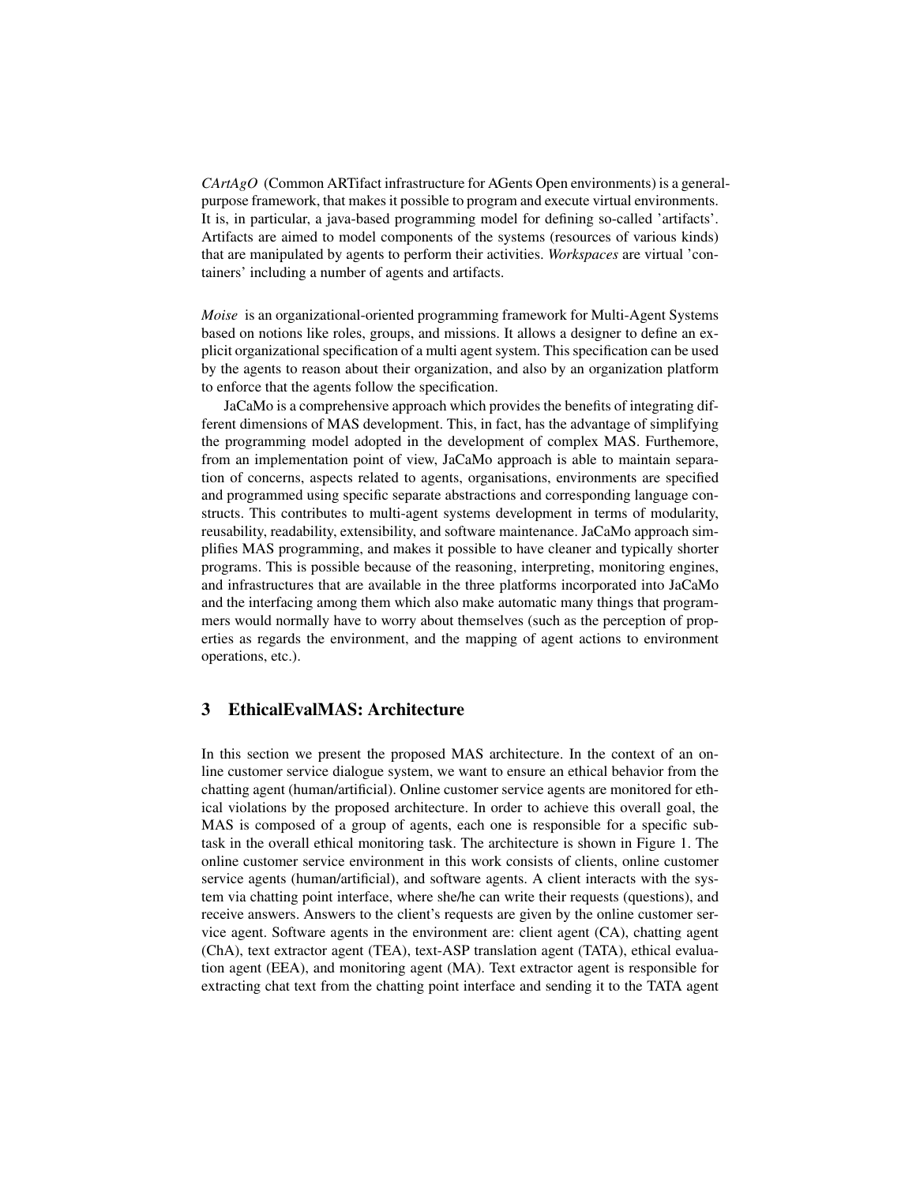*CArtAgO* (Common ARTifact infrastructure for AGents Open environments) is a general-purpose framework, that makes it possible to program and execute virtual environments. It is, in particular, a java-based programming model for defining so-called 'artifacts'. Artifacts are aimed to model components of the systems (resources of various kinds) that are manipulated by agents to perform their activities. *Workspaces* are virtual 'containers' including a number of agents and artifacts.

*Moise* is an organizational-oriented programming framework for Multi-Agent Systems based on notions like roles, groups, and missions. It allows a designer to define an explicit organizational specification of a multi agent system. This specification can be used by the agents to reason about their organization, and also by an organization platform to enforce that the agents follow the specification.

JaCaMo is a comprehensive approach which provides the benefits of integrating different dimensions of MAS development. This, in fact, has the advantage of simplifying the programming model adopted in the development of complex MAS. Furthermore, from an implementation point of view, JaCaMo approach is able to maintain separation of concerns, aspects related to agents, organisations, environments are specified and programmed using specific separate abstractions and corresponding language constructs. This contributes to multi-agent systems development in terms of modularity, reusability, readability, extensibility, and software maintenance. JaCaMo approach simplifies MAS programming, and makes it possible to have cleaner and typically shorter programs. This is possible because of the reasoning, interpreting, monitoring engines, and infrastructures that are available in the three platforms incorporated into JaCaMo and the interfacing among them which also make automatic many things that programmers would normally have to worry about themselves (such as the perception of properties as regards the environment, and the mapping of agent actions to environment operations, etc.).

## 3 EthicalEvalMAS: Architecture

In this section we present the proposed MAS architecture. In the context of an online customer service dialogue system, we want to ensure an ethical behavior from the chatting agent (human/artificial). Online customer service agents are monitored for ethical violations by the proposed architecture. In order to achieve this overall goal, the MAS is composed of a group of agents, each one is responsible for a specific subtask in the overall ethical monitoring task. The architecture is shown in Figure 1. The online customer service environment in this work consists of clients, online customer service agents (human/artificial), and software agents. A client interacts with the system via chatting point interface, where she/he can write their requests (questions), and receive answers. Answers to the client's requests are given by the online customer service agent. Software agents in the environment are: client agent (CA), chatting agent (ChA), text extractor agent (TEA), text-ASP translation agent (TATA), ethical evaluation agent (EEA), and monitoring agent (MA). Text extractor agent is responsible for extracting chat text from the chatting point interface and sending it to the TATA agent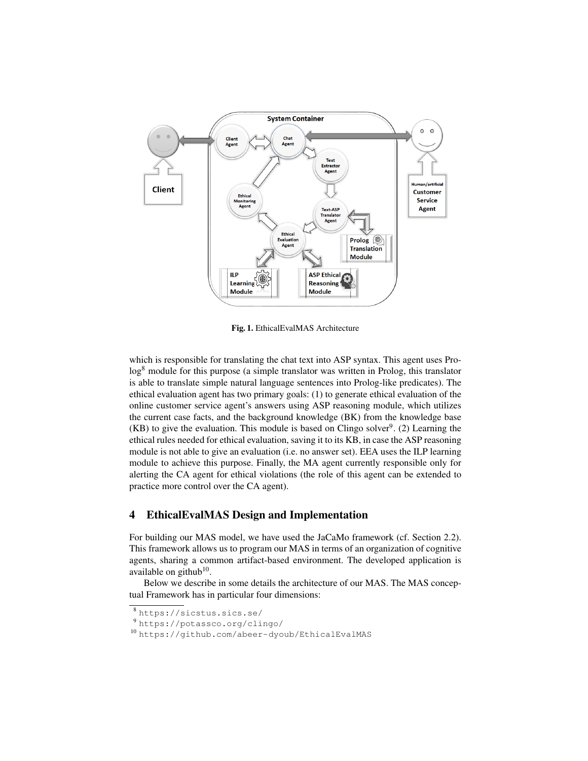Fig. 1. EthicalEvalMAS Architecture

which is responsible for translating the chat text into ASP syntax. This agent uses Prolog[8] module for this purpose (a simple translator was written in Prolog, this translator is able to translate simple natural language sentences into Prolog-like predicates). The ethical evaluation agent has two primary goals: (1) to generate ethical evaluation of the online customer service agent's answers using ASP reasoning module, which utilizes the current case facts, and the background knowledge (BK) from the knowledge base (KB) to give the evaluation. This module is based on Clingo solver[9]. (2) Learning the ethical rules needed for ethical evaluation, saving it to its KB, in case the ASP reasoning module is not able to give an evaluation (i.e. no answer set). EEA uses the ILP learning module to achieve this purpose. Finally, the MA agent currently responsible only for alerting the CA agent for ethical violations (the role of this agent can be extended to practice more control over the CA agent).

## 4 EthicalEvalMAS Design and Implementation

For building our MAS model, we have used the JaCaMo framework (cf. Section 2.2). This framework allows us to program our MAS in terms of an organization of cognitive agents, sharing a common artifact-based environment. The developed application is available on github[10].

Below we describe in some details the architecture of our MAS. The MAS conceptual Framework has in particular four dimensions:

[8] https://sicstus.sics.se/

[9] https://potassco.org/clingo/

[10] https://github.com/abeer-dyoub/EthicalEvalMAS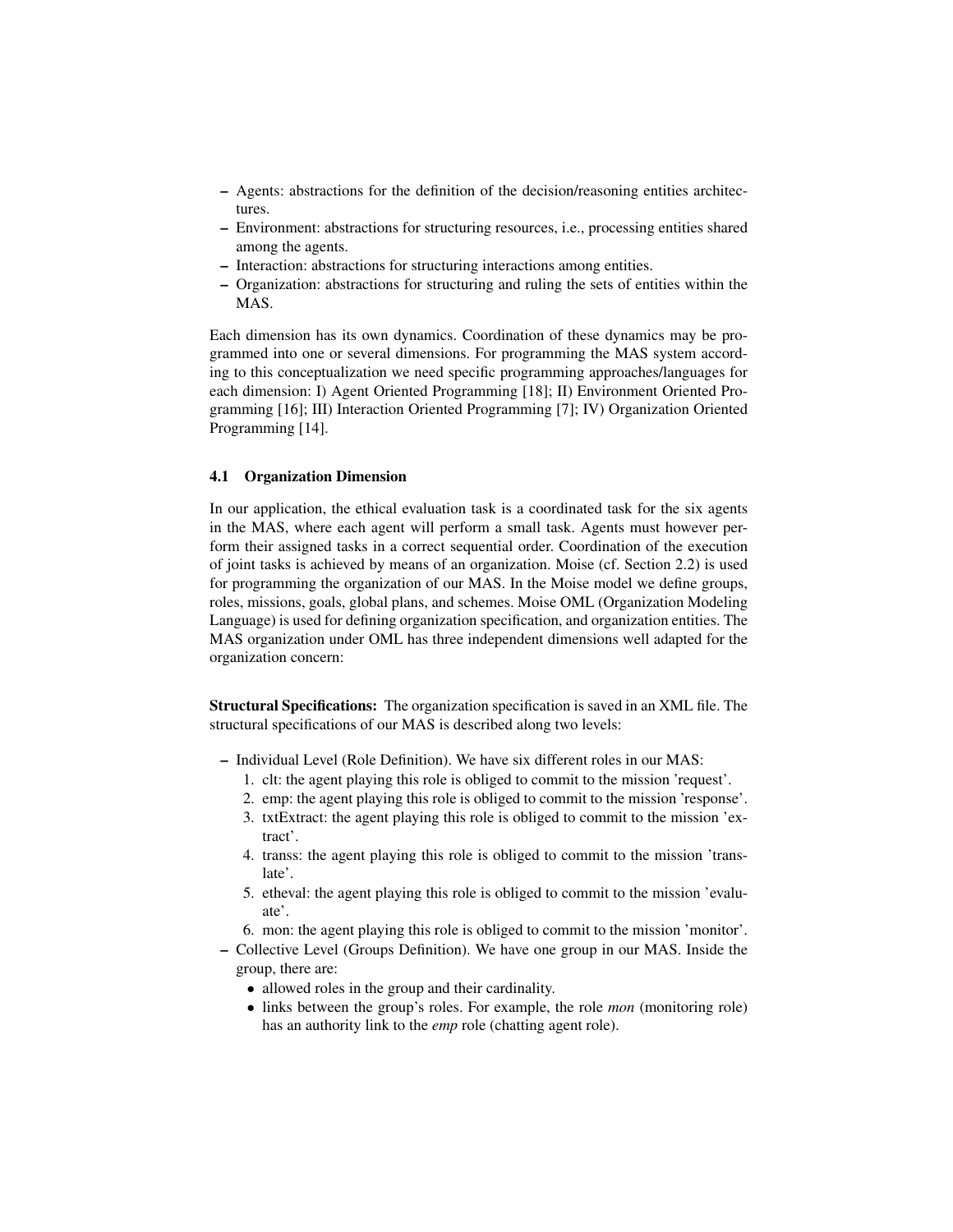- Agents: abstractions for the definition of the decision/reasoning entities architectures.
- Environment: abstractions for structuring resources, i.e., processing entities shared among the agents.
- Interaction: abstractions for structuring interactions among entities.
- Organization: abstractions for structuring and ruling the sets of entities within the MAS.

Each dimension has its own dynamics. Coordination of these dynamics may be programmed into one or several dimensions. For programming the MAS system according to this conceptualization we need specific programming approaches/languages for each dimension: I) Agent Oriented Programming [18]; II) Environment Oriented Programming [16]; III) Interaction Oriented Programming [7]; IV) Organization Oriented Programming [14].

### 4.1 Organization Dimension

In our application, the ethical evaluation task is a coordinated task for the six agents in the MAS, where each agent will perform a small task. Agents must however perform their assigned tasks in a correct sequential order. Coordination of the execution of joint tasks is achieved by means of an organization. Moise (cf. Section 2.2) is used for programming the organization of our MAS. In the Moise model we define groups, roles, missions, goals, global plans, and schemes. Moise OML (Organization Modeling Language) is used for defining organization specification, and organization entities. The MAS organization under OML has three independent dimensions well adapted for the organization concern:

**Structural Specifications:** The organization specification is saved in an XML file. The structural specifications of our MAS is described along two levels:

- Individual Level (Role Definition). We have six different roles in our MAS:
  1. clt: the agent playing this role is obliged to commit to the mission 'request'.
  2. emp: the agent playing this role is obliged to commit to the mission 'response'.
  3. txtExtract: the agent playing this role is obliged to commit to the mission 'extract'.
  4. transs: the agent playing this role is obliged to commit to the mission 'translate'.
  5. etheval: the agent playing this role is obliged to commit to the mission 'evaluate'.
  6. mon: the agent playing this role is obliged to commit to the mission 'monitor'.
- Collective Level (Groups Definition). We have one group in our MAS. Inside the group, there are:
  - allowed roles in the group and their cardinality.
  - links between the group's roles. For example, the role *mon* (monitoring role) has an authority link to the *emp* role (chatting agent role).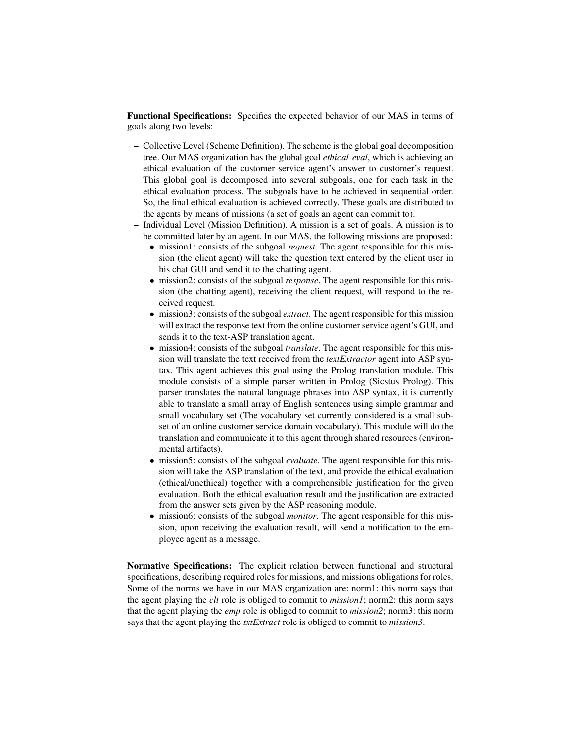**Functional Specifications:** Specifies the expected behavior of our MAS in terms of goals along two levels:

- Collective Level (Scheme Definition). The scheme is the global goal decomposition tree. Our MAS organization has the global goal *ethical_eval*, which is achieving an ethical evaluation of the customer service agent's answer to customer's request. This global goal is decomposed into several subgoals, one for each task in the ethical evaluation process. The subgoals have to be achieved in sequential order. So, the final ethical evaluation is achieved correctly. These goals are distributed to the agents by means of missions (a set of goals an agent can commit to).
- Individual Level (Mission Definition). A mission is a set of goals. A mission is to be committed later by an agent. In our MAS, the following missions are proposed:
  - mission1: consists of the subgoal *request*. The agent responsible for this mission (the client agent) will take the question text entered by the client user in his chat GUI and send it to the chatting agent.
  - mission2: consists of the subgoal *response*. The agent responsible for this mission (the chatting agent), receiving the client request, will respond to the received request.
  - mission3: consists of the subgoal *extract*. The agent responsible for this mission will extract the response text from the online customer service agent's GUI, and sends it to the text-ASP translation agent.
  - mission4: consists of the subgoal *translate*. The agent responsible for this mission will translate the text received from the *textExtractor* agent into ASP syntax. This agent achieves this goal using the Prolog translation module. This module consists of a simple parser written in Prolog (Sicstus Prolog). This parser translates the natural language phrases into ASP syntax, it is currently able to translate a small array of English sentences using simple grammar and small vocabulary set (The vocabulary set currently considered is a small subset of an online customer service domain vocabulary). This module will do the translation and communicate it to this agent through shared resources (environmental artifacts).
  - mission5: consists of the subgoal *evaluate*. The agent responsible for this mission will take the ASP translation of the text, and provide the ethical evaluation (ethical/unethical) together with a comprehensible justification for the given evaluation. Both the ethical evaluation result and the justification are extracted from the answer sets given by the ASP reasoning module.
  - mission6: consists of the subgoal *monitor*. The agent responsible for this mission, upon receiving the evaluation result, will send a notification to the employee agent as a message.

**Normative Specifications:** The explicit relation between functional and structural specifications, describing required roles for missions, and missions obligations for roles. Some of the norms we have in our MAS organization are: norm1: this norm says that the agent playing the *clt* role is obliged to commit to *mission1*; norm2: this norm says that the agent playing the *emp* role is obliged to commit to *mission2*; norm3: this norm says that the agent playing the *txtExtract* role is obliged to commit to *mission3*.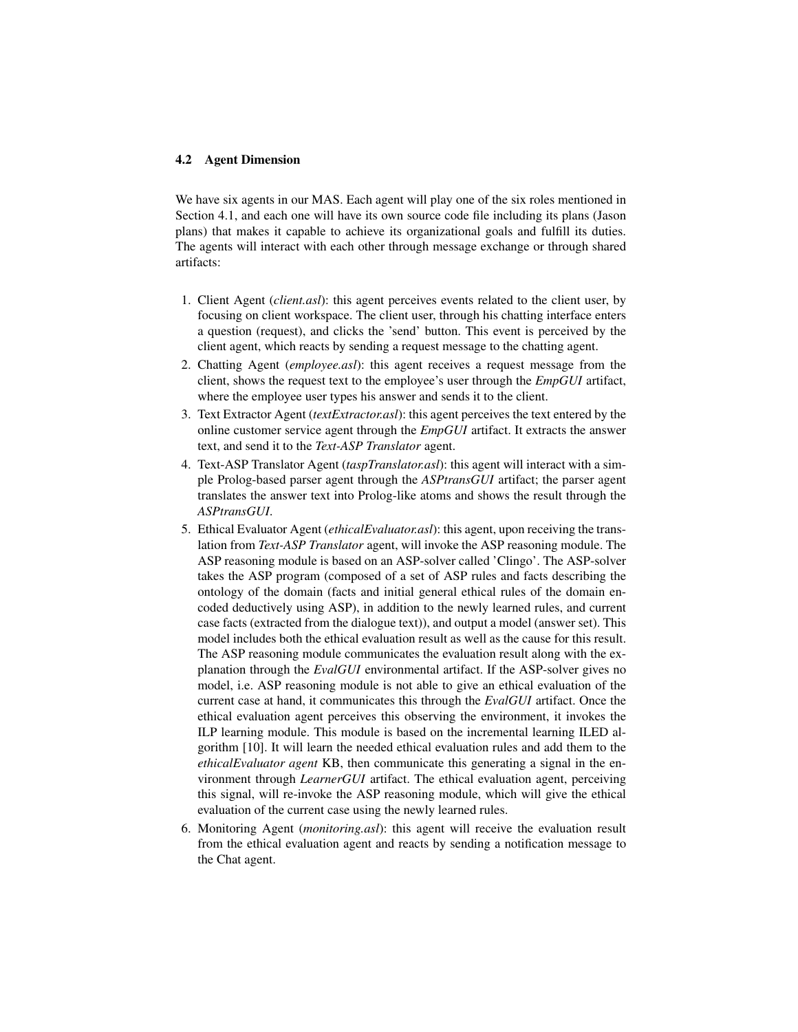### 4.2 Agent Dimension

We have six agents in our MAS. Each agent will play one of the six roles mentioned in Section 4.1, and each one will have its own source code file including its plans (Jason plans) that makes it capable to achieve its organizational goals and fulfill its duties. The agents will interact with each other through message exchange or through shared artifacts:

1. Client Agent (*client.asl*): this agent perceives events related to the client user, by focusing on client workspace. The client user, through his chatting interface enters a question (request), and clicks the 'send' button. This event is perceived by the client agent, which reacts by sending a request message to the chatting agent.
2. Chatting Agent (*employee.asl*): this agent receives a request message from the client, shows the request text to the employee's user through the *EmpGUI* artifact, where the employee user types his answer and sends it to the client.
3. Text Extractor Agent (*textExtractor.asl*): this agent perceives the text entered by the online customer service agent through the *EmpGUI* artifact. It extracts the answer text, and send it to the *Text-ASP Translator* agent.
4. Text-ASP Translator Agent (*taspTranslator.asl*): this agent will interact with a simple Prolog-based parser agent through the *ASPtransGUI* artifact; the parser agent translates the answer text into Prolog-like atoms and shows the result through the *ASPtransGUI*.
5. Ethical Evaluator Agent (*ethicalEvaluator.asl*): this agent, upon receiving the translation from *Text-ASP Translator* agent, will invoke the ASP reasoning module. The ASP reasoning module is based on an ASP-solver called 'Clingo'. The ASP-solver takes the ASP program (composed of a set of ASP rules and facts describing the ontology of the domain (facts and initial general ethical rules of the domain encoded deductively using ASP), in addition to the newly learned rules, and current case facts (extracted from the dialogue text)), and output a model (answer set). This model includes both the ethical evaluation result as well as the cause for this result. The ASP reasoning module communicates the evaluation result along with the explanation through the *EvalGUI* environmental artifact. If the ASP-solver gives no model, i.e. ASP reasoning module is not able to give an ethical evaluation of the current case at hand, it communicates this through the *EvalGUI* artifact. Once the ethical evaluation agent perceives this observing the environment, it invokes the ILP learning module. This module is based on the incremental learning ILED algorithm [10]. It will learn the needed ethical evaluation rules and add them to the *ethicalEvaluator agent* KB, then communicate this generating a signal in the environment through *LearnerGUI* artifact. The ethical evaluation agent, perceiving this signal, will re-invoke the ASP reasoning module, which will give the ethical evaluation of the current case using the newly learned rules.
6. Monitoring Agent (*monitoring.asl*): this agent will receive the evaluation result from the ethical evaluation agent and reacts by sending a notification message to the Chat agent.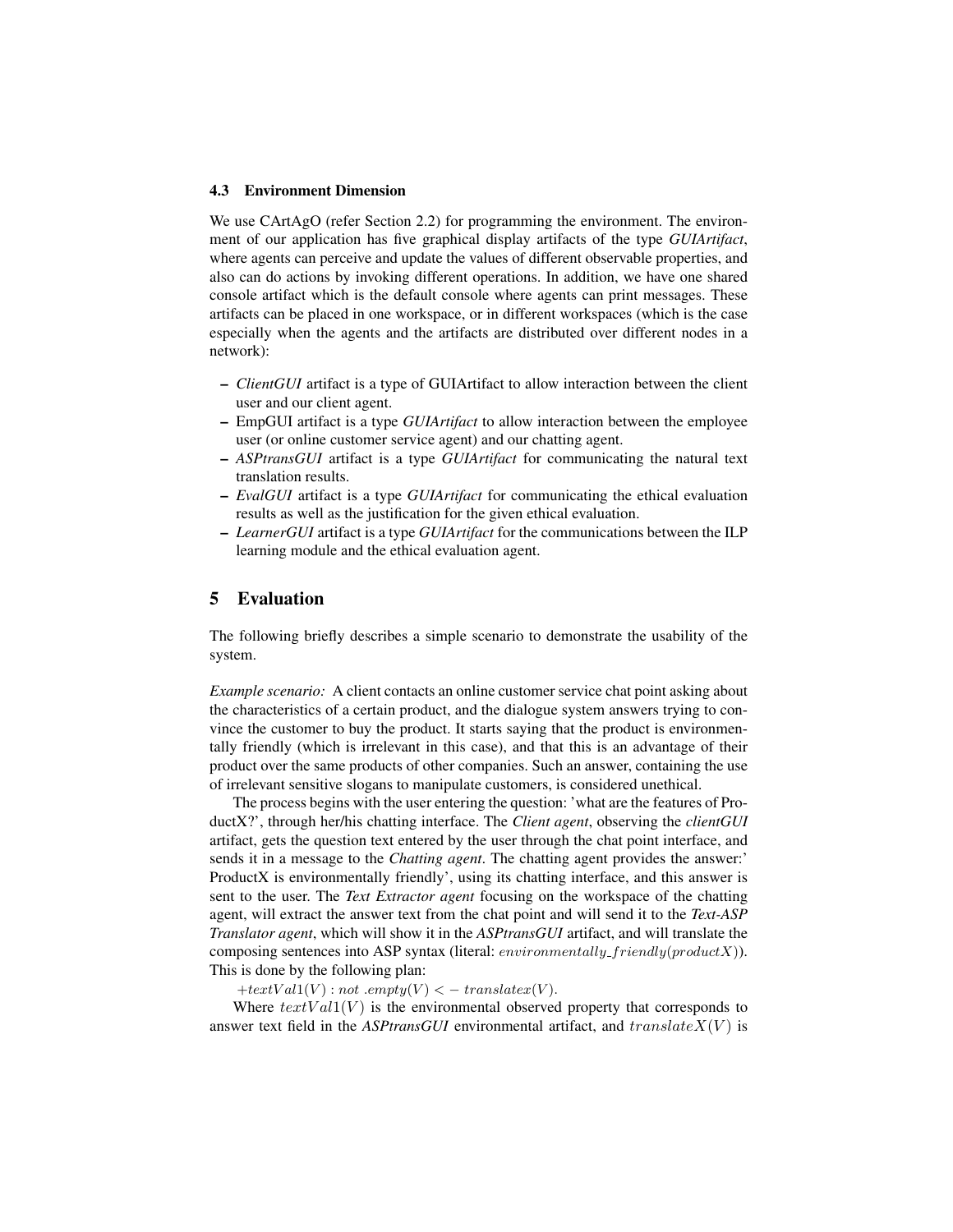### 4.3 Environment Dimension

We use CArtAgO (refer Section 2.2) for programming the environment. The environment of our application has five graphical display artifacts of the type *GUIArtifact*, where agents can perceive and update the values of different observable properties, and also can do actions by invoking different operations. In addition, we have one shared console artifact which is the default console where agents can print messages. These artifacts can be placed in one workspace, or in different workspaces (which is the case especially when the agents and the artifacts are distributed over different nodes in a network):

- *ClientGUI* artifact is a type of GUIArtifact to allow interaction between the client user and our client agent.
- EmpGUI artifact is a type *GUIArtifact* to allow interaction between the employee user (or online customer service agent) and our chatting agent.
- *ASPtransGUI* artifact is a type *GUIArtifact* for communicating the natural text translation results.
- *EvalGUI* artifact is a type *GUIArtifact* for communicating the ethical evaluation results as well as the justification for the given ethical evaluation.
- *LearnerGUI* artifact is a type *GUIArtifact* for the communications between the ILP learning module and the ethical evaluation agent.

## 5 Evaluation

The following briefly describes a simple scenario to demonstrate the usability of the system.

*Example scenario:* A client contacts an online customer service chat point asking about the characteristics of a certain product, and the dialogue system answers trying to convince the customer to buy the product. It starts saying that the product is environmentally friendly (which is irrelevant in this case), and that this is an advantage of their product over the same products of other companies. Such an answer, containing the use of irrelevant sensitive slogans to manipulate customers, is considered unethical.

The process begins with the user entering the question: 'what are the features of ProductX?', through her/his chatting interface. The *Client agent*, observing the *clientGUI* artifact, gets the question text entered by the user through the chat point interface, and sends it in a message to the *Chatting agent*. The chatting agent provides the answer:' ProductX is environmentally friendly', using its chatting interface, and this answer is sent to the user. The *Text Extractor agent* focusing on the workspace of the chatting agent, will extract the answer text from the chat point and will send it to the *Text-ASP Translator agent*, which will show it in the *ASPtransGUI* artifact, and will translate the composing sentences into ASP syntax (literal: $environmentally\_friendly(productX)$). This is done by the following plan:

$+textVal1(V) : not\ .empty(V) <- translatex(V).$

Where $textVal1(V)$ is the environmental observed property that corresponds to answer text field in the *ASPtransGUI* environmental artifact, and $translateX(V)$ is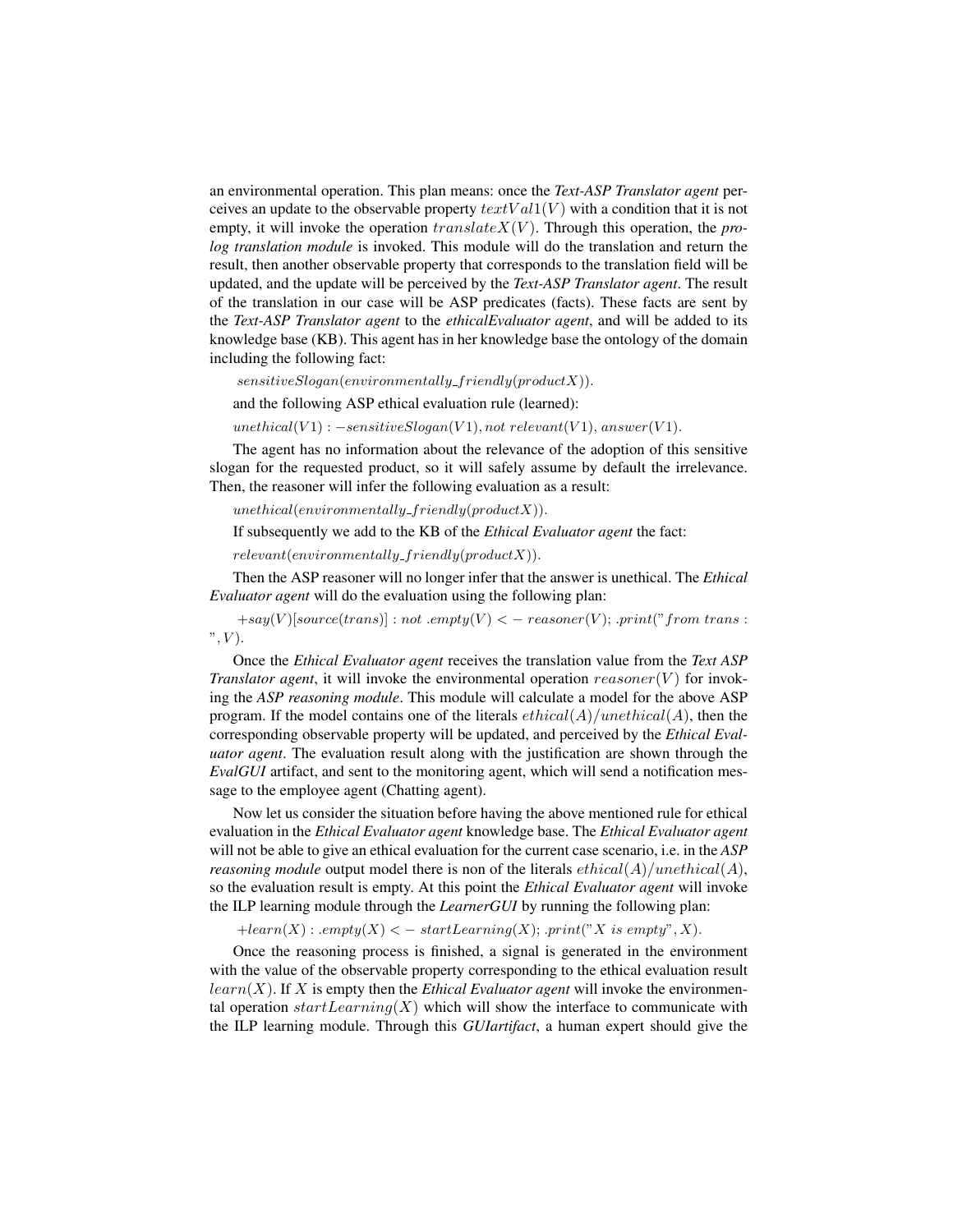an environmental operation. This plan means: once the ***Text-ASP Translator agent*** perceives an update to the observable property $textVal1(V)$ with a condition that it is not empty, it will invoke the operation $translateX(V)$. Through this operation, the *prolog translation module* is invoked. This module will do the translation and return the result, then another observable property that corresponds to the translation field will be updated, and the update will be perceived by the ***Text-ASP Translator agent***. The result of the translation in our case will be ASP predicates (facts). These facts are sent by the ***Text-ASP Translator agent*** to the ***ethicalEvaluator agent***, and will be added to its knowledge base (KB). This agent has in her knowledge base the ontology of the domain including the following fact:

$sensitiveSlogan(environmentally\_friendly(productX)).$

and the following ASP ethical evaluation rule (learned):

$unethical(V1) :- sensitiveSlogan(V1), not\ relevant(V1), answer(V1).$

The agent has no information about the relevance of the adoption of this sensitive slogan for the requested product, so it will safely assume by default the irrelevance. Then, the reasoner will infer the following evaluation as a result:

$unethical(environmentally\_friendly(productX)).$

If subsequently we add to the KB of the ***Ethical Evaluator agent*** the fact:

$relevant(environmentally\_friendly(productX)).$

Then the ASP reasoner will no longer infer that the answer is unethical. The ***Ethical Evaluator agent*** will do the evaluation using the following plan:

$+say(V)[source(trans)] : not\ .empty(V) <- reasoner(V); .print("from\ trans : ", V).$

Once the ***Ethical Evaluator agent*** receives the translation value from the ***Text ASP Translator agent***, it will invoke the environmental operation $reasoner(V)$ for invoking the ***ASP reasoning module***. This module will calculate a model for the above ASP program. If the model contains one of the literals $ethical(A)/unethical(A)$, then the corresponding observable property will be updated, and perceived by the ***Ethical Evaluator agent***. The evaluation result along with the justification are shown through the ***EvalGUI*** artifact, and sent to the monitoring agent, which will send a notification message to the employee agent (Chatting agent).

Now let us consider the situation before having the above mentioned rule for ethical evaluation in the ***Ethical Evaluator agent*** knowledge base. The ***Ethical Evaluator agent*** will not be able to give an ethical evaluation for the current case scenario, i.e. in the ***ASP reasoning module*** output model there is non of the literals $ethical(A)/unethical(A)$, so the evaluation result is empty. At this point the ***Ethical Evaluator agent*** will invoke the ILP learning module through the ***LearnerGUI*** by running the following plan:

$+learn(X) : .empty(X) <- startLearning(X); .print("X\ is\ empty", X).$

Once the reasoning process is finished, a signal is generated in the environment with the value of the observable property corresponding to the ethical evaluation result $learn(X)$. If $X$ is empty then the ***Ethical Evaluator agent*** will invoke the environmental operation $startLearning(X)$ which will show the interface to communicate with the ILP learning module. Through this ***GUIartifact***, a human expert should give the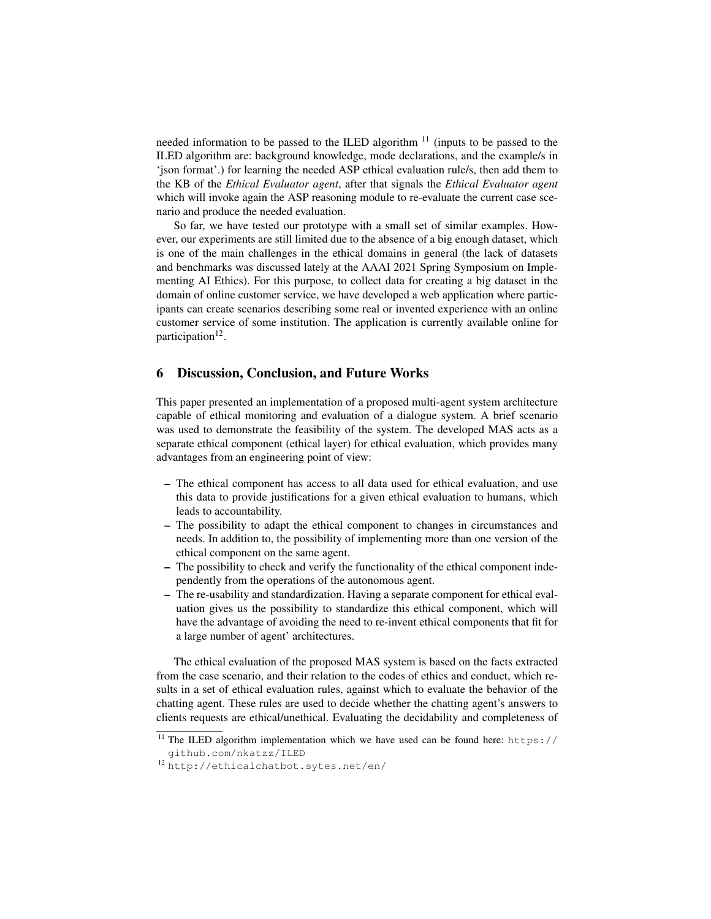needed information to be passed to the ILED algorithm [11] (inputs to be passed to the ILED algorithm are: background knowledge, mode declarations, and the example/s in 'json format'.) for learning the needed ASP ethical evaluation rule/s, then add them to the KB of the *Ethical Evaluator agent*, after that signals the *Ethical Evaluator agent* which will invoke again the ASP reasoning module to re-evaluate the current case scenario and produce the needed evaluation.

So far, we have tested our prototype with a small set of similar examples. However, our experiments are still limited due to the absence of a big enough dataset, which is one of the main challenges in the ethical domains in general (the lack of datasets and benchmarks was discussed lately at the AAAI 2021 Spring Symposium on Implementing AI Ethics). For this purpose, to collect data for creating a big dataset in the domain of online customer service, we have developed a web application where participants can create scenarios describing some real or invented experience with an online customer service of some institution. The application is currently available online for participation[12].

## 6 Discussion, Conclusion, and Future Works

This paper presented an implementation of a proposed multi-agent system architecture capable of ethical monitoring and evaluation of a dialogue system. A brief scenario was used to demonstrate the feasibility of the system. The developed MAS acts as a separate ethical component (ethical layer) for ethical evaluation, which provides many advantages from an engineering point of view:

- The ethical component has access to all data used for ethical evaluation, and use this data to provide justifications for a given ethical evaluation to humans, which leads to accountability.
- The possibility to adapt the ethical component to changes in circumstances and needs. In addition to, the possibility of implementing more than one version of the ethical component on the same agent.
- The possibility to check and verify the functionality of the ethical component independently from the operations of the autonomous agent.
- The re-usability and standardization. Having a separate component for ethical evaluation gives us the possibility to standardize this ethical component, which will have the advantage of avoiding the need to re-invent ethical components that fit for a large number of agent' architectures.

The ethical evaluation of the proposed MAS system is based on the facts extracted from the case scenario, and their relation to the codes of ethics and conduct, which results in a set of ethical evaluation rules, against which to evaluate the behavior of the chatting agent. These rules are used to decide whether the chatting agent's answers to clients requests are ethical/unethical. Evaluating the decidability and completeness of

[11] The ILED algorithm implementation which we have used can be found here: https://github.com/nkatzz/ILED

[12] http://ethicalchatbot.sytes.net/en/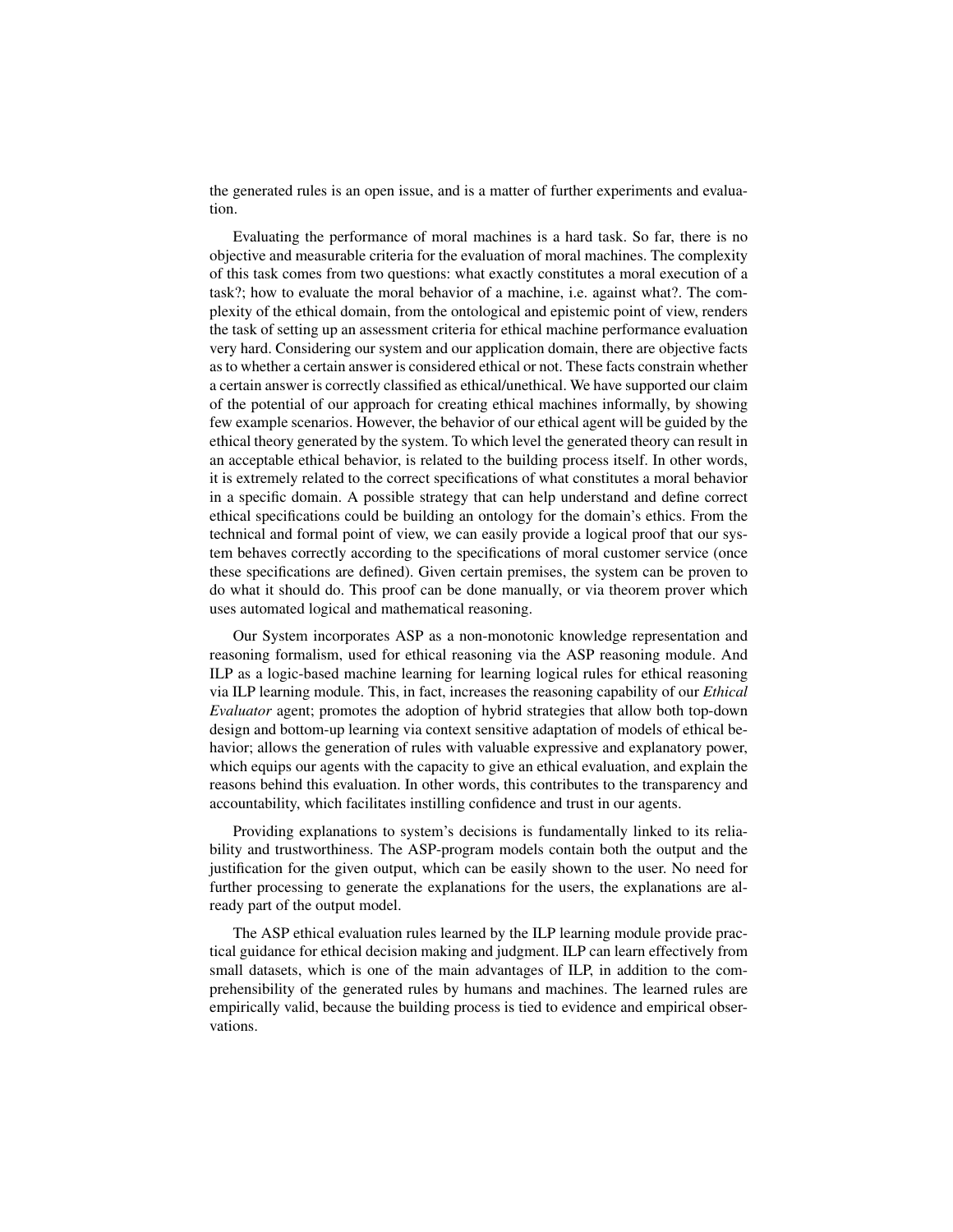the generated rules is an open issue, and is a matter of further experiments and evaluation.

Evaluating the performance of moral machines is a hard task. So far, there is no objective and measurable criteria for the evaluation of moral machines. The complexity of this task comes from two questions: what exactly constitutes a moral execution of a task?; how to evaluate the moral behavior of a machine, i.e. against what?. The complexity of the ethical domain, from the ontological and epistemic point of view, renders the task of setting up an assessment criteria for ethical machine performance evaluation very hard. Considering our system and our application domain, there are objective facts as to whether a certain answer is considered ethical or not. These facts constrain whether a certain answer is correctly classified as ethical/unethical. We have supported our claim of the potential of our approach for creating ethical machines informally, by showing few example scenarios. However, the behavior of our ethical agent will be guided by the ethical theory generated by the system. To which level the generated theory can result in an acceptable ethical behavior, is related to the building process itself. In other words, it is extremely related to the correct specifications of what constitutes a moral behavior in a specific domain. A possible strategy that can help understand and define correct ethical specifications could be building an ontology for the domain's ethics. From the technical and formal point of view, we can easily provide a logical proof that our system behaves correctly according to the specifications of moral customer service (once these specifications are defined). Given certain premises, the system can be proven to do what it should do. This proof can be done manually, or via theorem prover which uses automated logical and mathematical reasoning.

Our System incorporates ASP as a non-monotonic knowledge representation and reasoning formalism, used for ethical reasoning via the ASP reasoning module. And ILP as a logic-based machine learning for learning logical rules for ethical reasoning via ILP learning module. This, in fact, increases the reasoning capability of our *Ethical Evaluator* agent; promotes the adoption of hybrid strategies that allow both top-down design and bottom-up learning via context sensitive adaptation of models of ethical behavior; allows the generation of rules with valuable expressive and explanatory power, which equips our agents with the capacity to give an ethical evaluation, and explain the reasons behind this evaluation. In other words, this contributes to the transparency and accountability, which facilitates instilling confidence and trust in our agents.

Providing explanations to system's decisions is fundamentally linked to its reliability and trustworthiness. The ASP-program models contain both the output and the justification for the given output, which can be easily shown to the user. No need for further processing to generate the explanations for the users, the explanations are already part of the output model.

The ASP ethical evaluation rules learned by the ILP learning module provide practical guidance for ethical decision making and judgment. ILP can learn effectively from small datasets, which is one of the main advantages of ILP, in addition to the comprehensibility of the generated rules by humans and machines. The learned rules are empirically valid, because the building process is tied to evidence and empirical observations.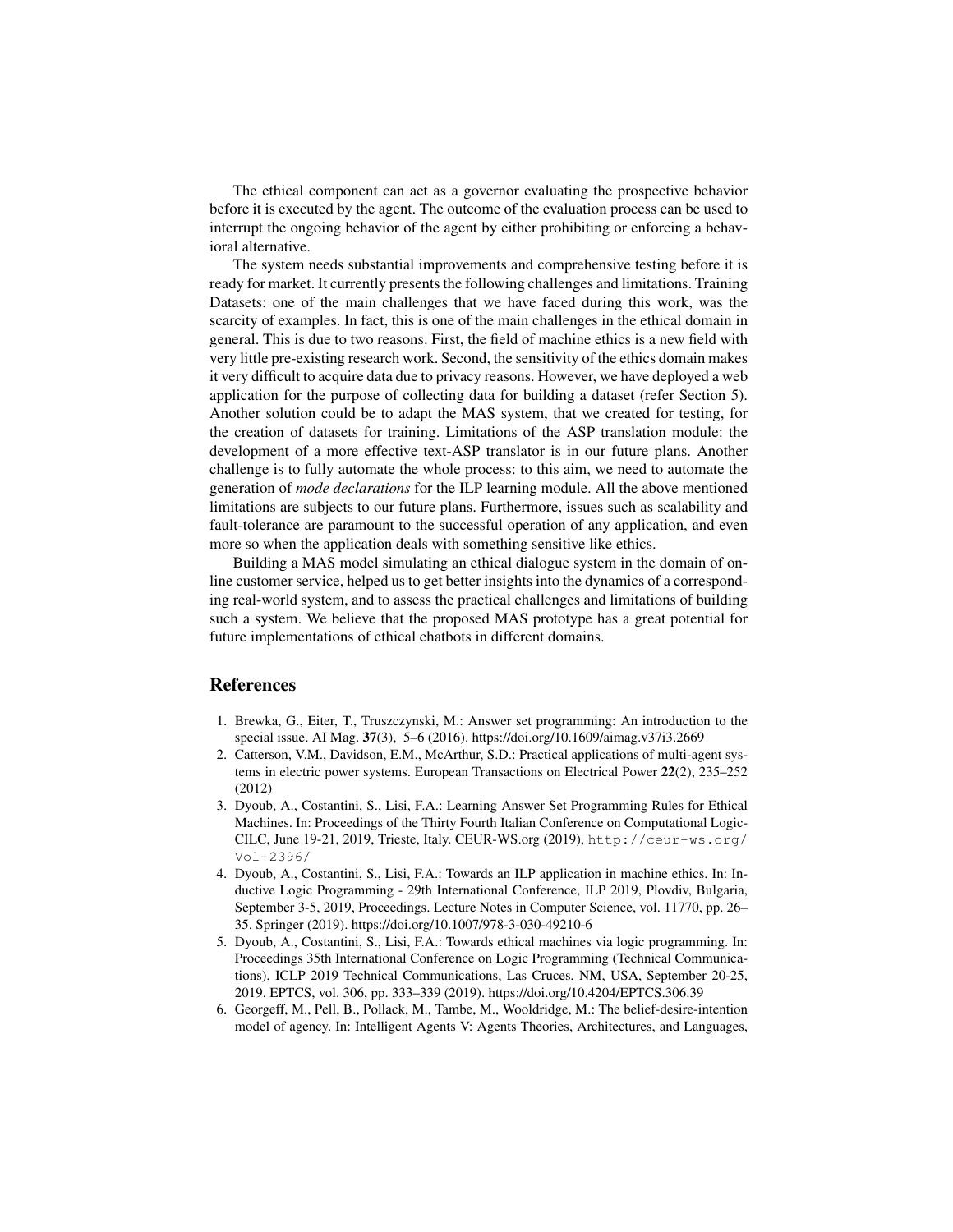The ethical component can act as a governor evaluating the prospective behavior before it is executed by the agent. The outcome of the evaluation process can be used to interrupt the ongoing behavior of the agent by either prohibiting or enforcing a behavioral alternative.

The system needs substantial improvements and comprehensive testing before it is ready for market. It currently presents the following challenges and limitations. Training Datasets: one of the main challenges that we have faced during this work, was the scarcity of examples. In fact, this is one of the main challenges in the ethical domain in general. This is due to two reasons. First, the field of machine ethics is a new field with very little pre-existing research work. Second, the sensitivity of the ethics domain makes it very difficult to acquire data due to privacy reasons. However, we have deployed a web application for the purpose of collecting data for building a dataset (refer Section 5). Another solution could be to adapt the MAS system, that we created for testing, for the creation of datasets for training. Limitations of the ASP translation module: the development of a more effective text-ASP translator is in our future plans. Another challenge is to fully automate the whole process: to this aim, we need to automate the generation of *mode declarations* for the ILP learning module. All the above mentioned limitations are subjects to our future plans. Furthermore, issues such as scalability and fault-tolerance are paramount to the successful operation of any application, and even more so when the application deals with something sensitive like ethics.

Building a MAS model simulating an ethical dialogue system in the domain of online customer service, helped us to get better insights into the dynamics of a corresponding real-world system, and to assess the practical challenges and limitations of building such a system. We believe that the proposed MAS prototype has a great potential for future implementations of ethical chatbots in different domains.

## References

1. Brewka, G., Eiter, T., Truszczynski, M.: Answer set programming: An introduction to the special issue. AI Mag. **37**(3), 5–6 (2016). https://doi.org/10.1609/aimag.v37i3.2669
2. Catterson, V.M., Davidson, E.M., McArthur, S.D.: Practical applications of multi-agent systems in electric power systems. European Transactions on Electrical Power **22**(2), 235–252 (2012)
3. Dyoub, A., Costantini, S., Lisi, F.A.: Learning Answer Set Programming Rules for Ethical Machines. In: Proceedings of the Thirty Fourth Italian Conference on Computational Logic-CILC, June 19-21, 2019, Trieste, Italy. CEUR-WS.org (2019), `http://ceur-ws.org/Vol-2396/`
4. Dyoub, A., Costantini, S., Lisi, F.A.: Towards an ILP application in machine ethics. In: Inductive Logic Programming - 29th International Conference, ILP 2019, Plovdiv, Bulgaria, September 3-5, 2019, Proceedings. Lecture Notes in Computer Science, vol. 11770, pp. 26–35. Springer (2019). https://doi.org/10.1007/978-3-030-49210-6
5. Dyoub, A., Costantini, S., Lisi, F.A.: Towards ethical machines via logic programming. In: Proceedings 35th International Conference on Logic Programming (Technical Communications), ICLP 2019 Technical Communications, Las Cruces, NM, USA, September 20-25, 2019. EPTCS, vol. 306, pp. 333–339 (2019). https://doi.org/10.4204/EPTCS.306.39
6. Georgeff, M., Pell, B., Pollack, M., Tambe, M., Wooldridge, M.: The belief-desire-intention model of agency. In: Intelligent Agents V: Agents Theories, Architectures, and Languages,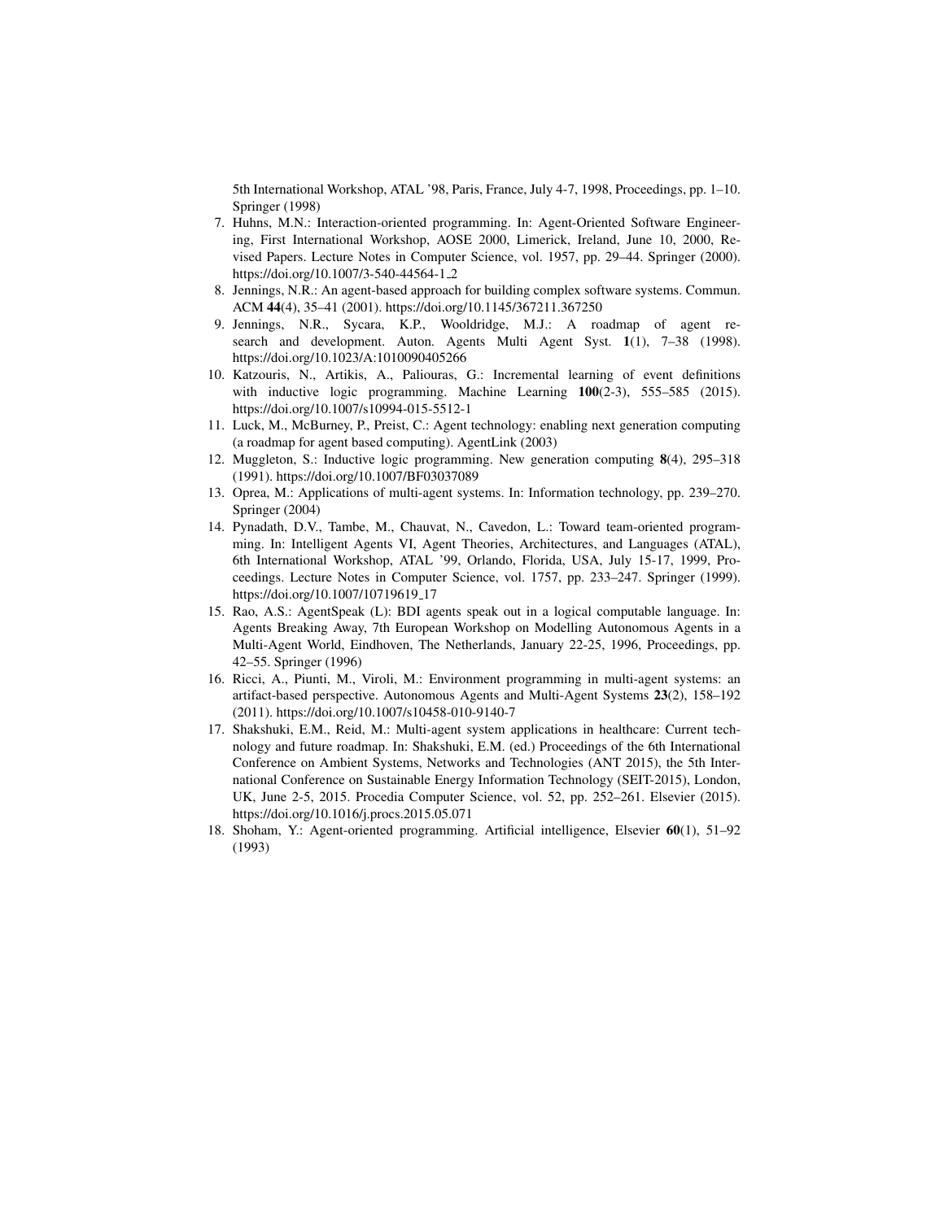5th International Workshop, ATAL '98, Paris, France, July 4-7, 1998, Proceedings, pp. 1–10. Springer (1998)

7. Huhns, M.N.: Interaction-oriented programming. In: Agent-Oriented Software Engineering, First International Workshop, AOSE 2000, Limerick, Ireland, June 10, 2000, Revised Papers. Lecture Notes in Computer Science, vol. 1957, pp. 29–44. Springer (2000). https://doi.org/10.1007/3-540-44564-1_2
8. Jennings, N.R.: An agent-based approach for building complex software systems. Commun. ACM **44**(4), 35–41 (2001). https://doi.org/10.1145/367211.367250
9. Jennings, N.R., Sycara, K.P., Wooldridge, M.J.: A roadmap of agent research and development. Auton. Agents Multi Agent Syst. **1**(1), 7–38 (1998). https://doi.org/10.1023/A:1010090405266
10. Katzouris, N., Artikis, A., Paliouras, G.: Incremental learning of event definitions with inductive logic programming. Machine Learning **100**(2-3), 555–585 (2015). https://doi.org/10.1007/s10994-015-5512-1
11. Luck, M., McBurney, P., Preist, C.: Agent technology: enabling next generation computing (a roadmap for agent based computing). AgentLink (2003)
12. Muggleton, S.: Inductive logic programming. New generation computing **8**(4), 295–318 (1991). https://doi.org/10.1007/BF03037089
13. Oprea, M.: Applications of multi-agent systems. In: Information technology, pp. 239–270. Springer (2004)
14. Pynadath, D.V., Tambe, M., Chauvat, N., Cavedon, L.: Toward team-oriented programming. In: Intelligent Agents VI, Agent Theories, Architectures, and Languages (ATAL), 6th International Workshop, ATAL '99, Orlando, Florida, USA, July 15-17, 1999, Proceedings. Lecture Notes in Computer Science, vol. 1757, pp. 233–247. Springer (1999). https://doi.org/10.1007/10719619_17
15. Rao, A.S.: AgentSpeak (L): BDI agents speak out in a logical computable language. In: Agents Breaking Away, 7th European Workshop on Modelling Autonomous Agents in a Multi-Agent World, Eindhoven, The Netherlands, January 22-25, 1996, Proceedings, pp. 42–55. Springer (1996)
16. Ricci, A., Piunti, M., Viroli, M.: Environment programming in multi-agent systems: an artifact-based perspective. Autonomous Agents and Multi-Agent Systems **23**(2), 158–192 (2011). https://doi.org/10.1007/s10458-010-9140-7
17. Shakshuki, E.M., Reid, M.: Multi-agent system applications in healthcare: Current technology and future roadmap. In: Shakshuki, E.M. (ed.) Proceedings of the 6th International Conference on Ambient Systems, Networks and Technologies (ANT 2015), the 5th International Conference on Sustainable Energy Information Technology (SEIT-2015), London, UK, June 2-5, 2015. Procedia Computer Science, vol. 52, pp. 252–261. Elsevier (2015). https://doi.org/10.1016/j.procs.2015.05.071
18. Shoham, Y.: Agent-oriented programming. Artificial intelligence, Elsevier **60**(1), 51–92 (1993)